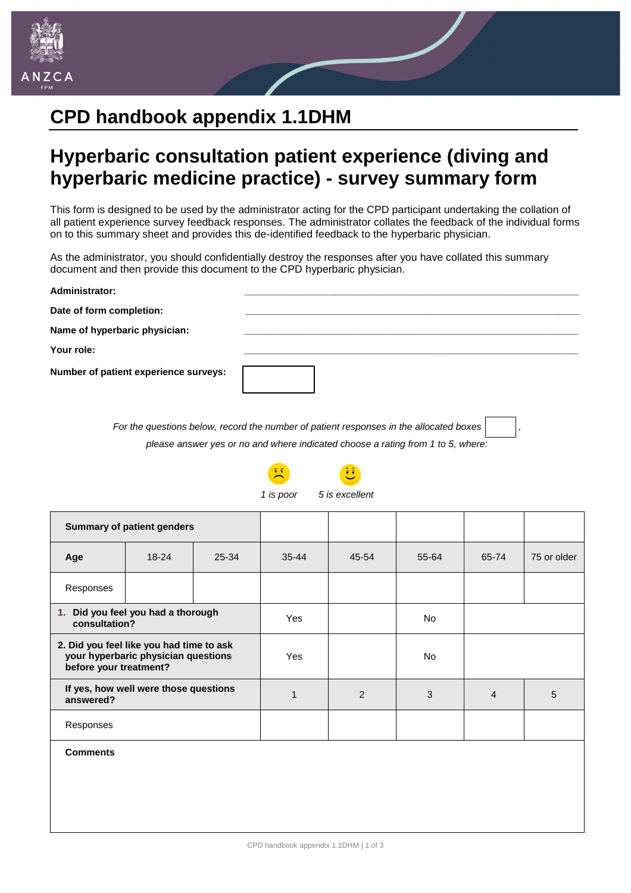# CPD handbook appendix 1.1DHM

## Hyperbaric consultation patient experience (diving and hyperbaric medicine practice) - survey summary form

This form is designed to be used by the administrator acting for the CPD participant undertaking the collation of all patient experience survey feedback responses. The administrator collates the feedback of the individual forms on to this summary sheet and provides this de-identified feedback to the hyperbaric physician.

As the administrator, you should confidentially destroy the responses after you have collated this summary document and then provide this document to the CPD hyperbaric physician.

**Administrator:** ______________________________

**Date of form completion:** ______________________________

**Name of hyperbaric physician:** ______________________________

**Your role:** ______________________________

**Number of patient experience surveys:** [ ]

*For the questions below, record the number of patient responses in the allocated boxes [ ], please answer yes or no and where indicated choose a rating from 1 to 5, where:*

*1 is poor* *5 is excellent*

| **Summary of patient genders** | | | | | | | |
|---|---|---|---|---|---|---|---|
| **Age** | 18-24 | 25-34 | 35-44 | 45-54 | 55-64 | 65-74 | 75 or older |
| Responses | | | | | | | |
| **1. Did you feel you had a thorough consultation?** | | | Yes | | No | | |
| **2. Did you feel like you had time to ask your hyperbaric physician questions before your treatment?** | | | Yes | | No | | |
| **If yes, how well were those questions answered?** | | | 1 | 2 | 3 | 4 | 5 |
| Responses | | | | | | | |
| **Comments** | | | | | | | |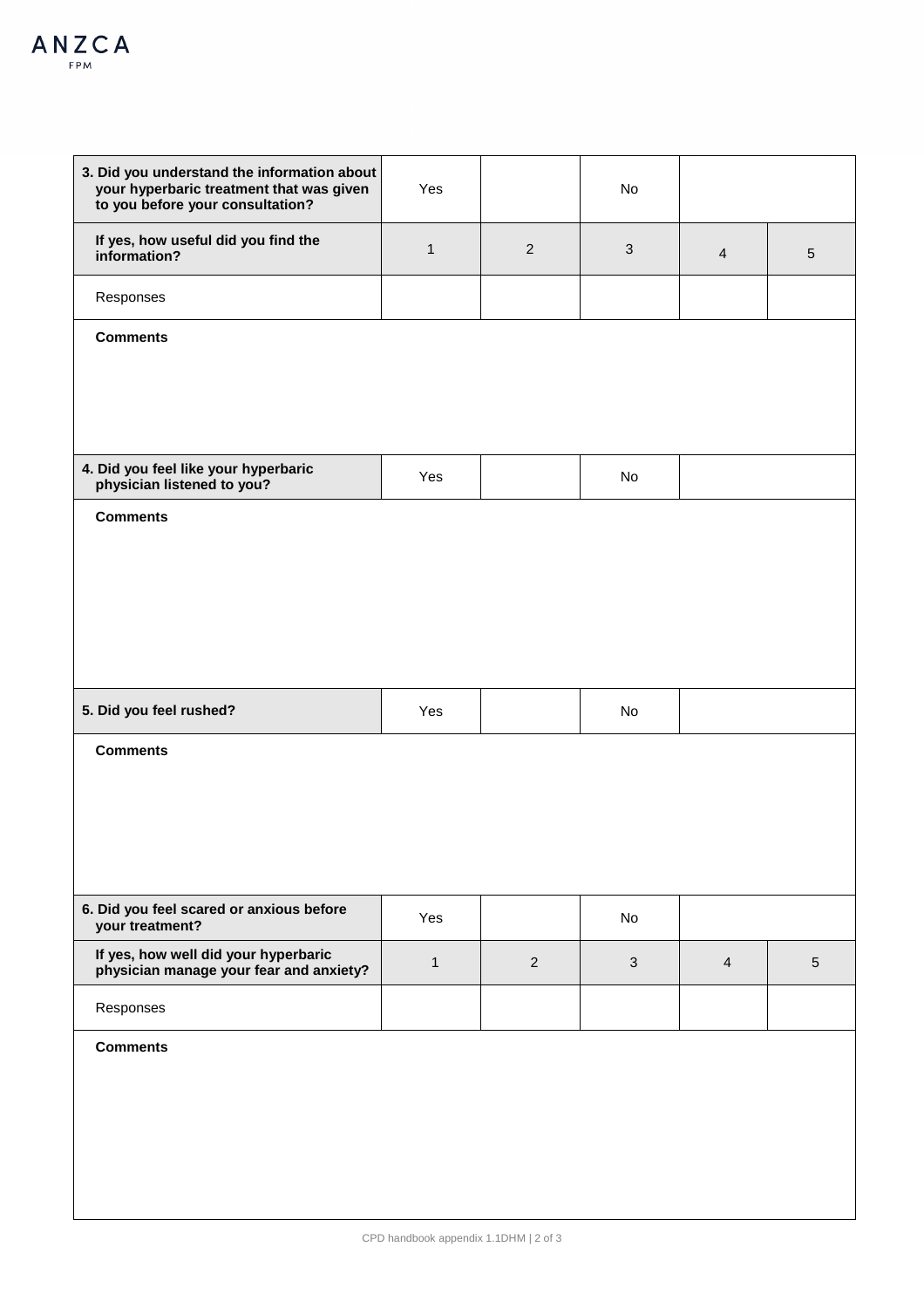| 3. Did you understand the information about your hyperbaric treatment that was given to you before your consultation? | Yes | | No | | |
| --- | --- | --- | --- | --- | --- |
| **If yes, how useful did you find the information?** | 1 | 2 | 3 | 4 | 5 |
| Responses | | | | | |
| **Comments** | | | | | |

| 4. Did you feel like your hyperbaric physician listened to you? | Yes | | No | |
| --- | --- | --- | --- | --- |
| **Comments** | | | | |

| 5. Did you feel rushed? | Yes | | No | |
| --- | --- | --- | --- | --- |
| **Comments** | | | | |

| 6. Did you feel scared or anxious before your treatment? | Yes | | No | | |
| --- | --- | --- | --- | --- | --- |
| **If yes, how well did your hyperbaric physician manage your fear and anxiety?** | 1 | 2 | 3 | 4 | 5 |
| Responses | | | | | |
| **Comments** | | | | | |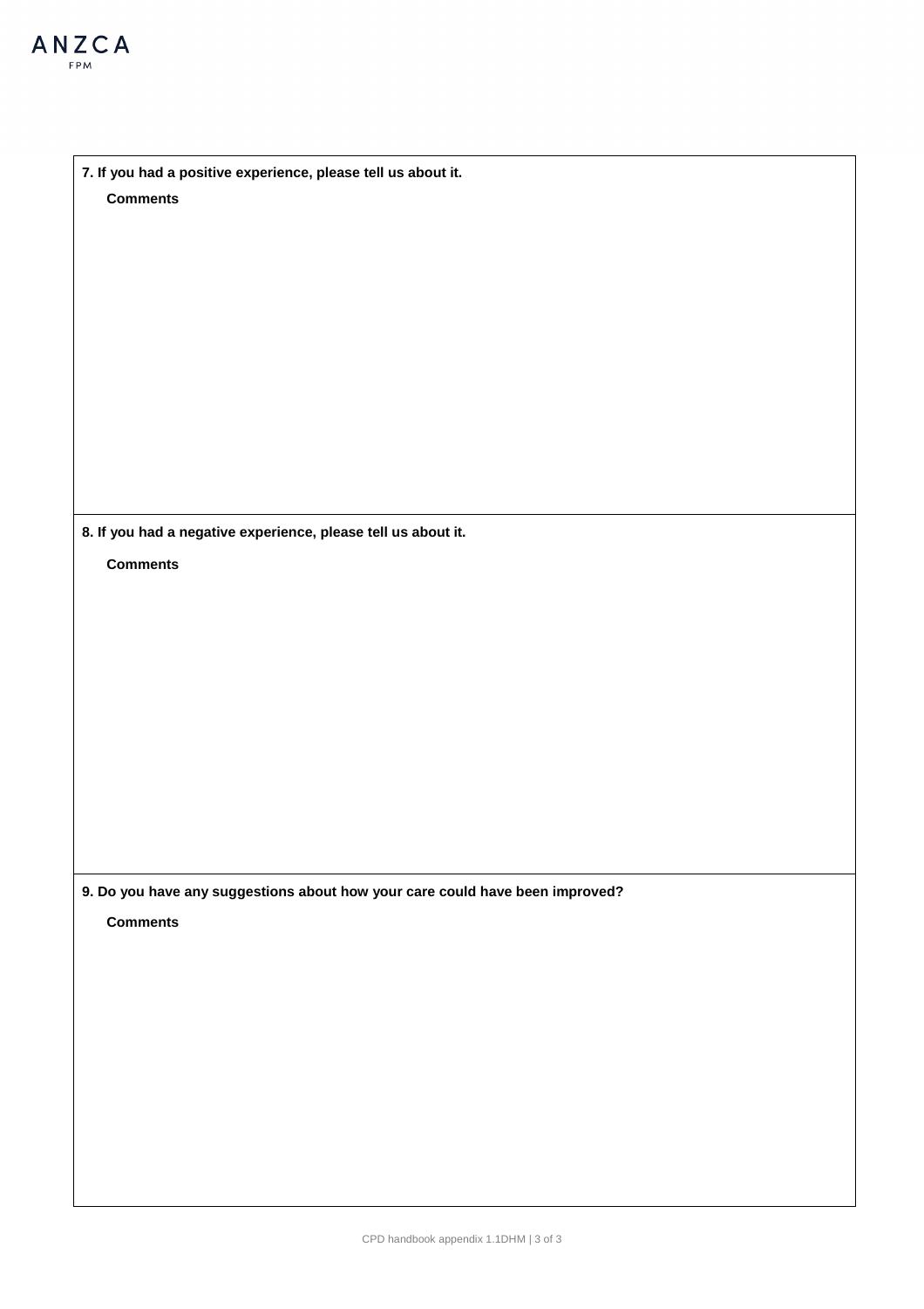**7. If you had a positive experience, please tell us about it.**

**Comments**

**8. If you had a negative experience, please tell us about it.**

**Comments**

**9. Do you have any suggestions about how your care could have been improved?**

**Comments**